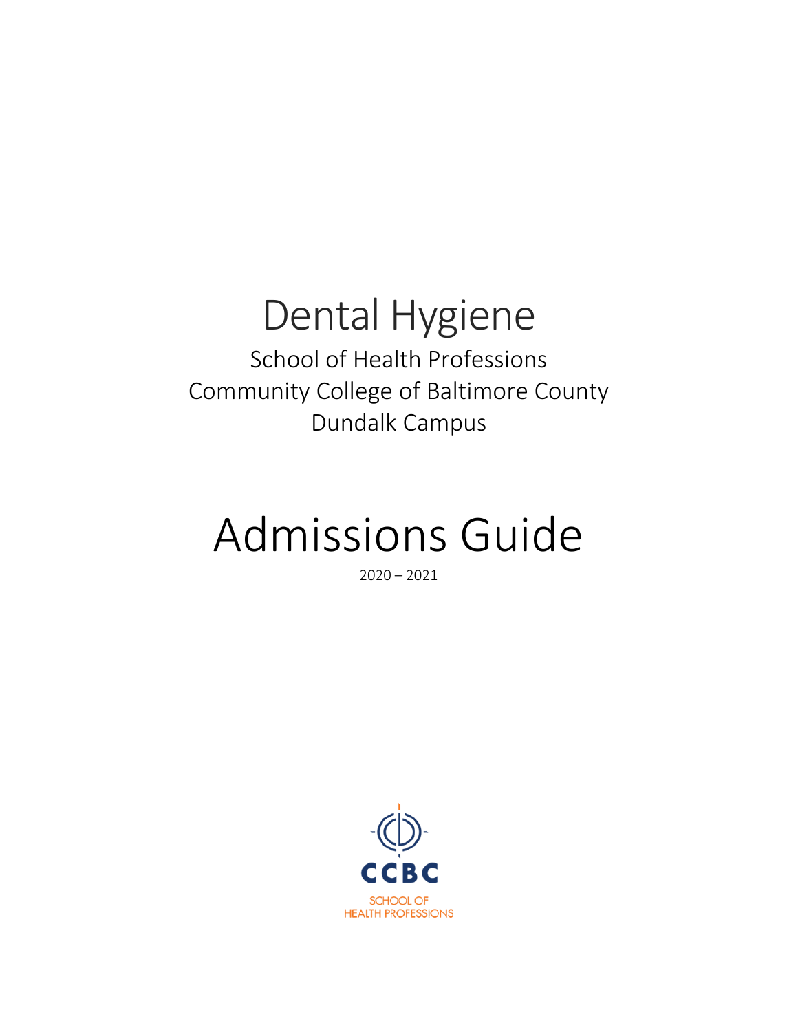# Dental Hygiene

School of Health Professions
Community College of Baltimore County
Dundalk Campus

# Admissions Guide

2020 – 2021

CCBC
SCHOOL OF
HEALTH PROFESSIONS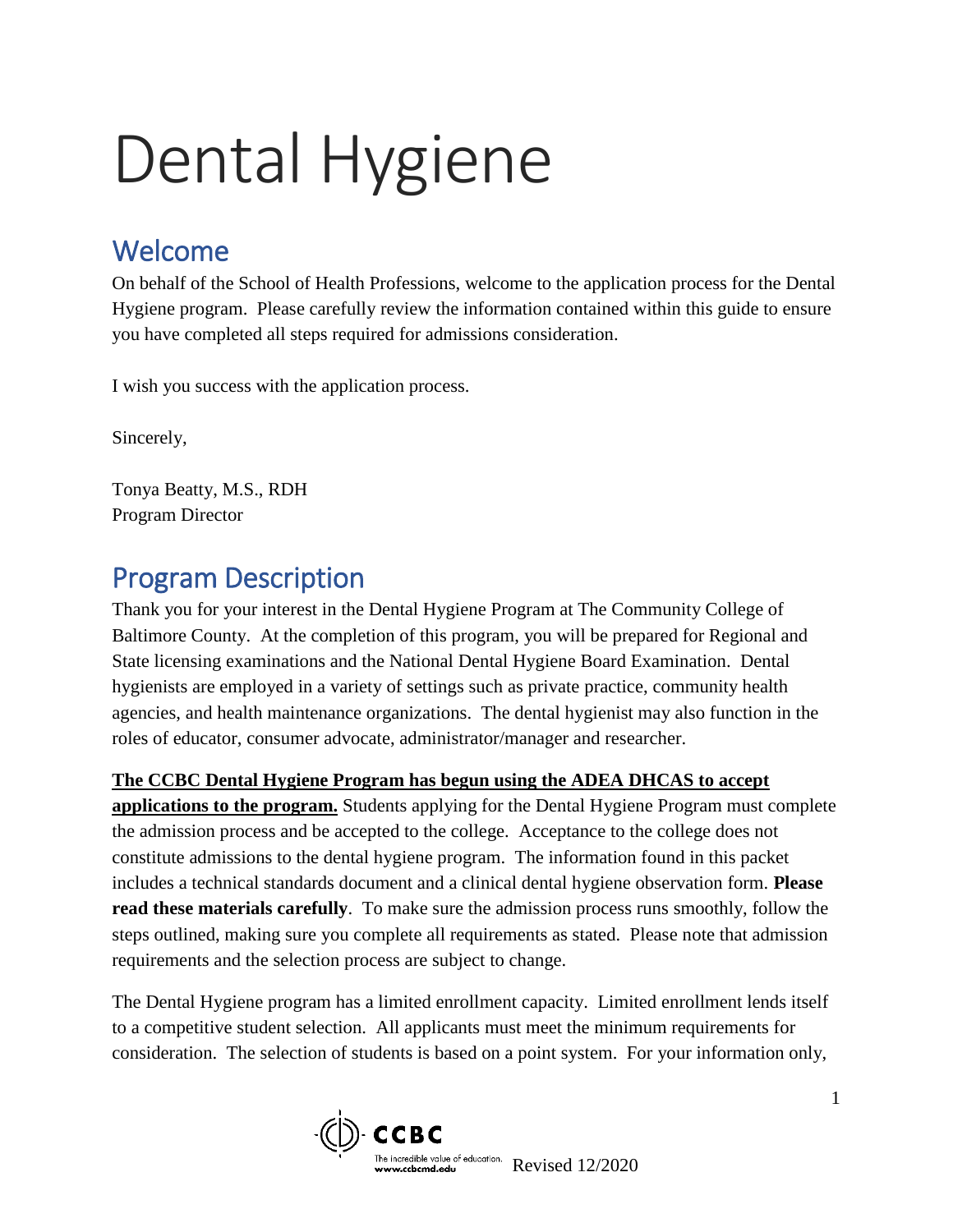# Dental Hygiene

## Welcome

On behalf of the School of Health Professions, welcome to the application process for the Dental Hygiene program. Please carefully review the information contained within this guide to ensure you have completed all steps required for admissions consideration.

I wish you success with the application process.

Sincerely,

Tonya Beatty, M.S., RDH
Program Director

## Program Description

Thank you for your interest in the Dental Hygiene Program at The Community College of Baltimore County. At the completion of this program, you will be prepared for Regional and State licensing examinations and the National Dental Hygiene Board Examination. Dental hygienists are employed in a variety of settings such as private practice, community health agencies, and health maintenance organizations. The dental hygienist may also function in the roles of educator, consumer advocate, administrator/manager and researcher.

**The CCBC Dental Hygiene Program has begun using the ADEA DHCAS to accept applications to the program.** Students applying for the Dental Hygiene Program must complete the admission process and be accepted to the college. Acceptance to the college does not constitute admissions to the dental hygiene program. The information found in this packet includes a technical standards document and a clinical dental hygiene observation form. **Please read these materials carefully**. To make sure the admission process runs smoothly, follow the steps outlined, making sure you complete all requirements as stated. Please note that admission requirements and the selection process are subject to change.

The Dental Hygiene program has a limited enrollment capacity. Limited enrollment lends itself to a competitive student selection. All applicants must meet the minimum requirements for consideration. The selection of students is based on a point system. For your information only,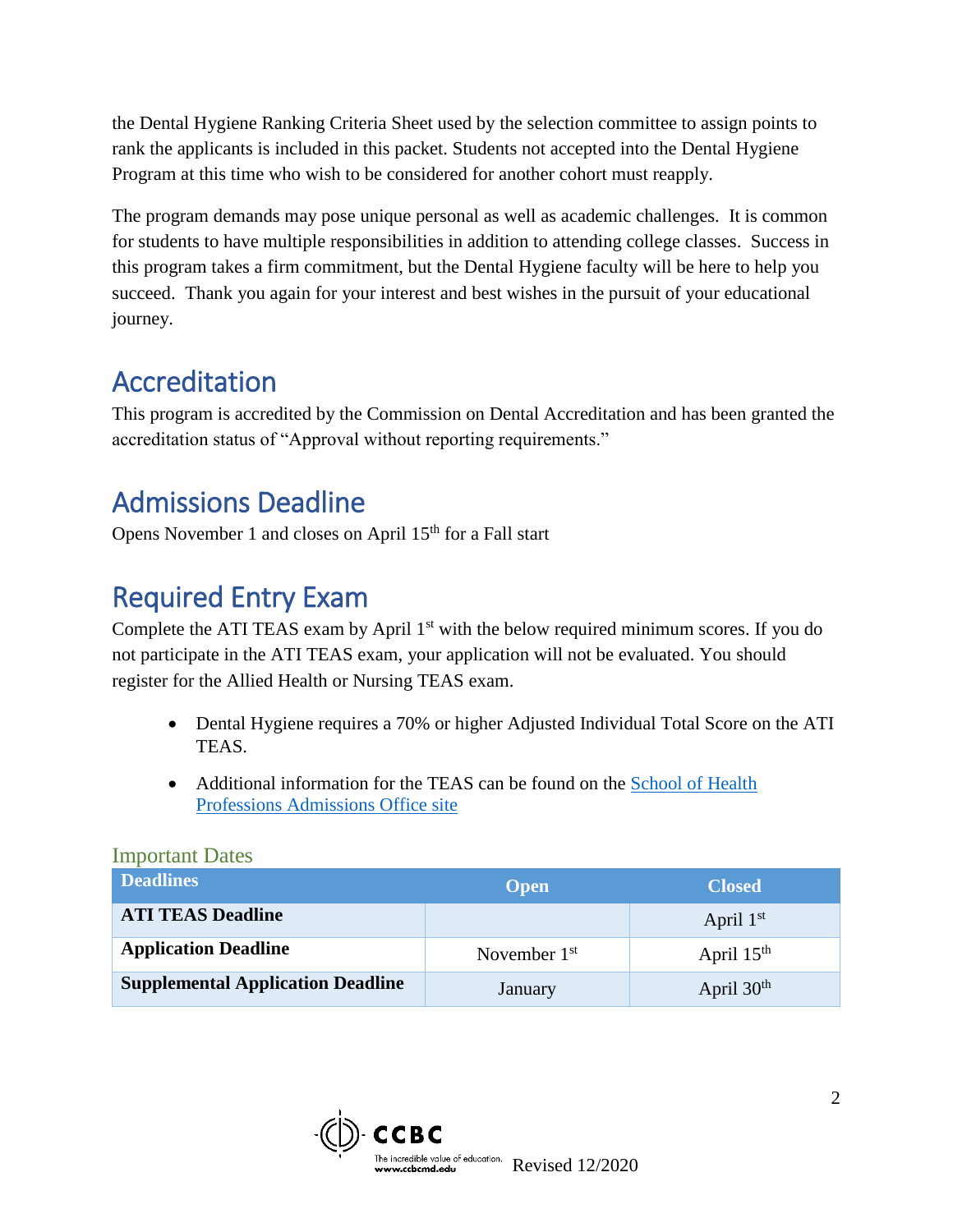the Dental Hygiene Ranking Criteria Sheet used by the selection committee to assign points to rank the applicants is included in this packet. Students not accepted into the Dental Hygiene Program at this time who wish to be considered for another cohort must reapply.

The program demands may pose unique personal as well as academic challenges. It is common for students to have multiple responsibilities in addition to attending college classes. Success in this program takes a firm commitment, but the Dental Hygiene faculty will be here to help you succeed. Thank you again for your interest and best wishes in the pursuit of your educational journey.

## Accreditation

This program is accredited by the Commission on Dental Accreditation and has been granted the accreditation status of "Approval without reporting requirements."

## Admissions Deadline

Opens November 1 and closes on April 15th for a Fall start

## Required Entry Exam

Complete the ATI TEAS exam by April 1st with the below required minimum scores. If you do not participate in the ATI TEAS exam, your application will not be evaluated. You should register for the Allied Health or Nursing TEAS exam.

- Dental Hygiene requires a 70% or higher Adjusted Individual Total Score on the ATI TEAS.
- Additional information for the TEAS can be found on the School of Health Professions Admissions Office site

### Important Dates

| Deadlines | Open | Closed |
|---|---|---|
| **ATI TEAS Deadline** | | April 1st |
| **Application Deadline** | November 1st | April 15th |
| **Supplemental Application Deadline** | January | April 30th |

Revised 12/2020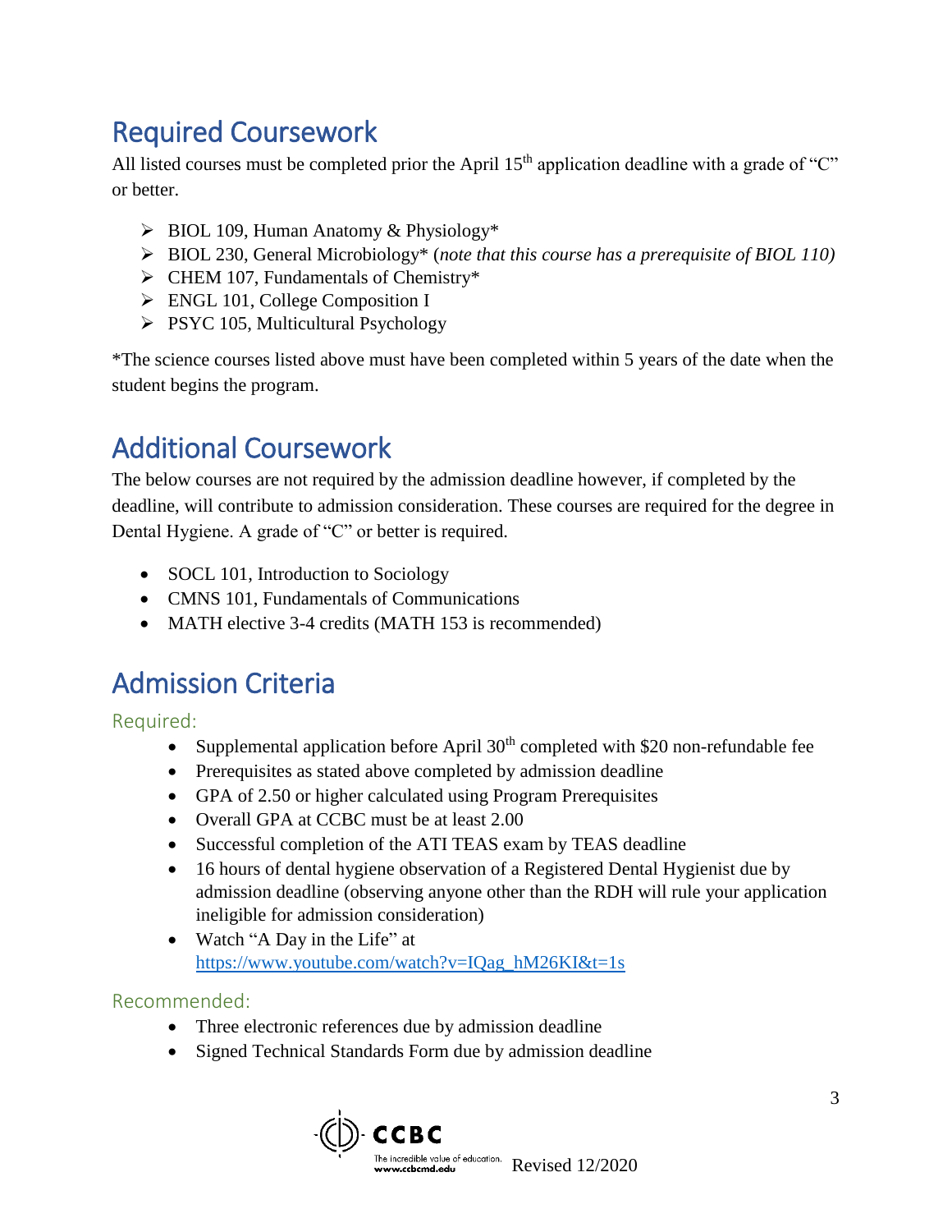## Required Coursework

All listed courses must be completed prior the April 15th application deadline with a grade of "C" or better.

- BIOL 109, Human Anatomy & Physiology*
- BIOL 230, General Microbiology* (*note that this course has a prerequisite of BIOL 110)*
- CHEM 107, Fundamentals of Chemistry*
- ENGL 101, College Composition I
- PSYC 105, Multicultural Psychology

*The science courses listed above must have been completed within 5 years of the date when the student begins the program.

## Additional Coursework

The below courses are not required by the admission deadline however, if completed by the deadline, will contribute to admission consideration. These courses are required for the degree in Dental Hygiene. A grade of "C" or better is required.

- SOCL 101, Introduction to Sociology
- CMNS 101, Fundamentals of Communications
- MATH elective 3-4 credits (MATH 153 is recommended)

## Admission Criteria

### Required:

- Supplemental application before April 30th completed with $20 non-refundable fee
- Prerequisites as stated above completed by admission deadline
- GPA of 2.50 or higher calculated using Program Prerequisites
- Overall GPA at CCBC must be at least 2.00
- Successful completion of the ATI TEAS exam by TEAS deadline
- 16 hours of dental hygiene observation of a Registered Dental Hygienist due by admission deadline (observing anyone other than the RDH will rule your application ineligible for admission consideration)
- Watch "A Day in the Life" at https://www.youtube.com/watch?v=IQag_hM26KI&t=1s

### Recommended:

- Three electronic references due by admission deadline
- Signed Technical Standards Form due by admission deadline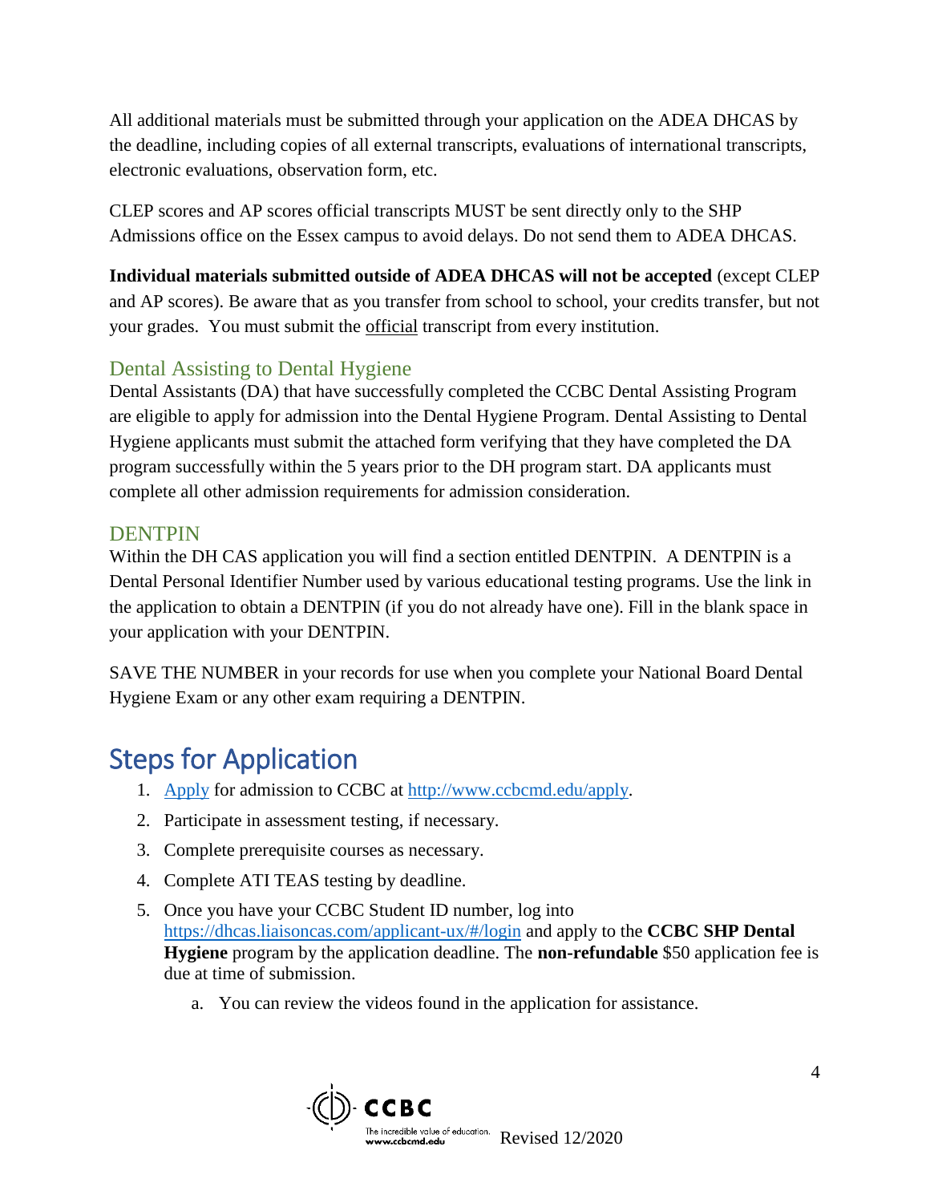All additional materials must be submitted through your application on the ADEA DHCAS by the deadline, including copies of all external transcripts, evaluations of international transcripts, electronic evaluations, observation form, etc.

CLEP scores and AP scores official transcripts MUST be sent directly only to the SHP Admissions office on the Essex campus to avoid delays. Do not send them to ADEA DHCAS.

**Individual materials submitted outside of ADEA DHCAS will not be accepted** (except CLEP and AP scores). Be aware that as you transfer from school to school, your credits transfer, but not your grades. You must submit the official transcript from every institution.

### Dental Assisting to Dental Hygiene

Dental Assistants (DA) that have successfully completed the CCBC Dental Assisting Program are eligible to apply for admission into the Dental Hygiene Program. Dental Assisting to Dental Hygiene applicants must submit the attached form verifying that they have completed the DA program successfully within the 5 years prior to the DH program start. DA applicants must complete all other admission requirements for admission consideration.

### DENTPIN

Within the DH CAS application you will find a section entitled DENTPIN. A DENTPIN is a Dental Personal Identifier Number used by various educational testing programs. Use the link in the application to obtain a DENTPIN (if you do not already have one). Fill in the blank space in your application with your DENTPIN.

SAVE THE NUMBER in your records for use when you complete your National Board Dental Hygiene Exam or any other exam requiring a DENTPIN.

## Steps for Application

1. Apply for admission to CCBC at http://www.ccbcmd.edu/apply.
2. Participate in assessment testing, if necessary.
3. Complete prerequisite courses as necessary.
4. Complete ATI TEAS testing by deadline.
5. Once you have your CCBC Student ID number, log into https://dhcas.liaisoncas.com/applicant-ux/#/login and apply to the **CCBC SHP Dental Hygiene** program by the application deadline. The **non-refundable** $50 application fee is due at time of submission.
   a. You can review the videos found in the application for assistance.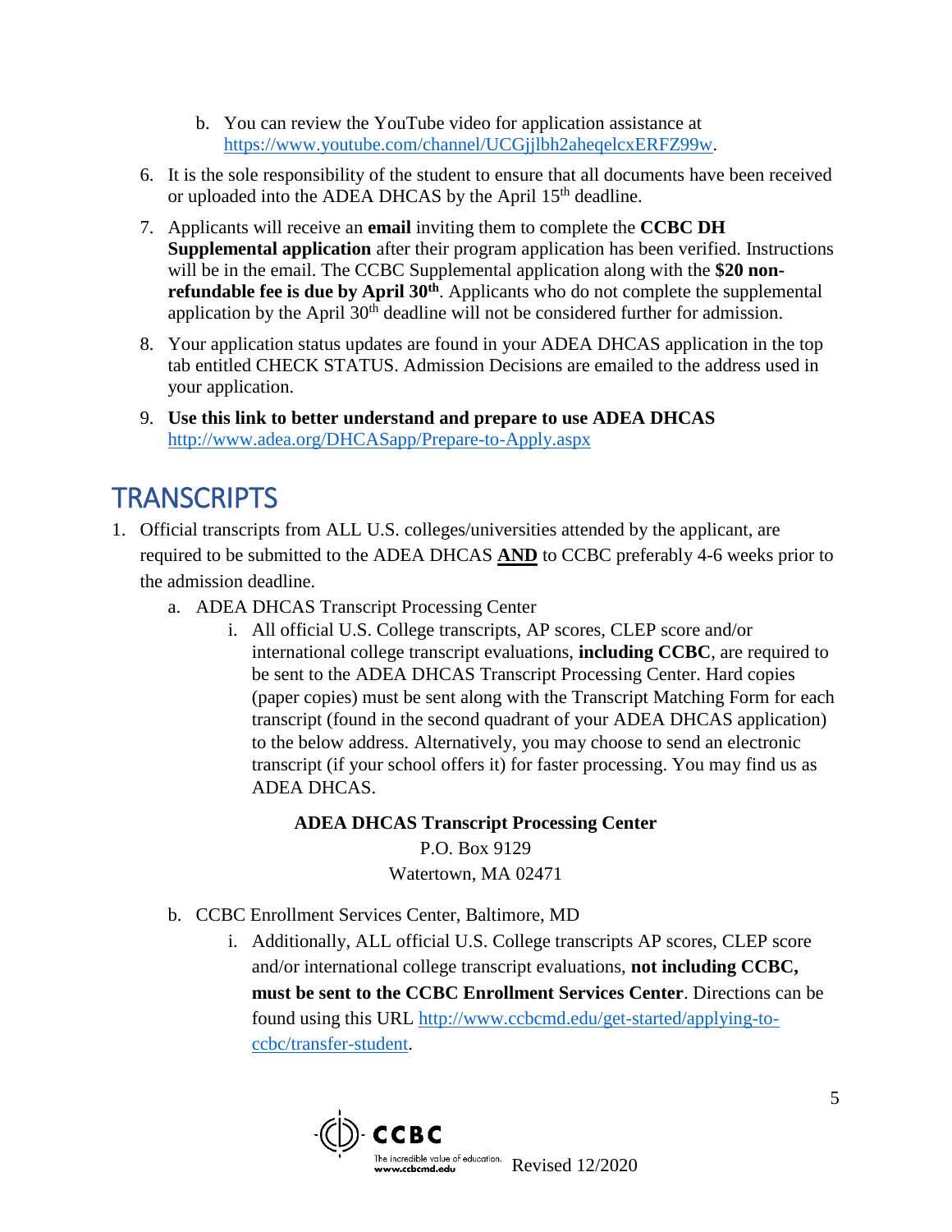b. You can review the YouTube video for application assistance at https://www.youtube.com/channel/UCGjjlbh2aheqelcxERFZ99w.

6. It is the sole responsibility of the student to ensure that all documents have been received or uploaded into the ADEA DHCAS by the April 15th deadline.

7. Applicants will receive an **email** inviting them to complete the **CCBC DH Supplemental application** after their program application has been verified. Instructions will be in the email. The CCBC Supplemental application along with the **$20 non-refundable fee is due by April 30th**. Applicants who do not complete the supplemental application by the April 30th deadline will not be considered further for admission.

8. Your application status updates are found in your ADEA DHCAS application in the top tab entitled CHECK STATUS. Admission Decisions are emailed to the address used in your application.

9. **Use this link to better understand and prepare to use ADEA DHCAS** http://www.adea.org/DHCASapp/Prepare-to-Apply.aspx

# TRANSCRIPTS

1. Official transcripts from ALL U.S. colleges/universities attended by the applicant, are required to be submitted to the ADEA DHCAS **AND** to CCBC preferably 4-6 weeks prior to the admission deadline.
   a. ADEA DHCAS Transcript Processing Center
      i. All official U.S. College transcripts, AP scores, CLEP score and/or international college transcript evaluations, **including CCBC**, are required to be sent to the ADEA DHCAS Transcript Processing Center. Hard copies (paper copies) must be sent along with the Transcript Matching Form for each transcript (found in the second quadrant of your ADEA DHCAS application) to the below address. Alternatively, you may choose to send an electronic transcript (if your school offers it) for faster processing. You may find us as ADEA DHCAS.

      **ADEA DHCAS Transcript Processing Center**
      P.O. Box 9129
      Watertown, MA 02471

   b. CCBC Enrollment Services Center, Baltimore, MD
      i. Additionally, ALL official U.S. College transcripts AP scores, CLEP score and/or international college transcript evaluations, **not including CCBC, must be sent to the CCBC Enrollment Services Center**. Directions can be found using this URL http://www.ccbcmd.edu/get-started/applying-to-ccbc/transfer-student.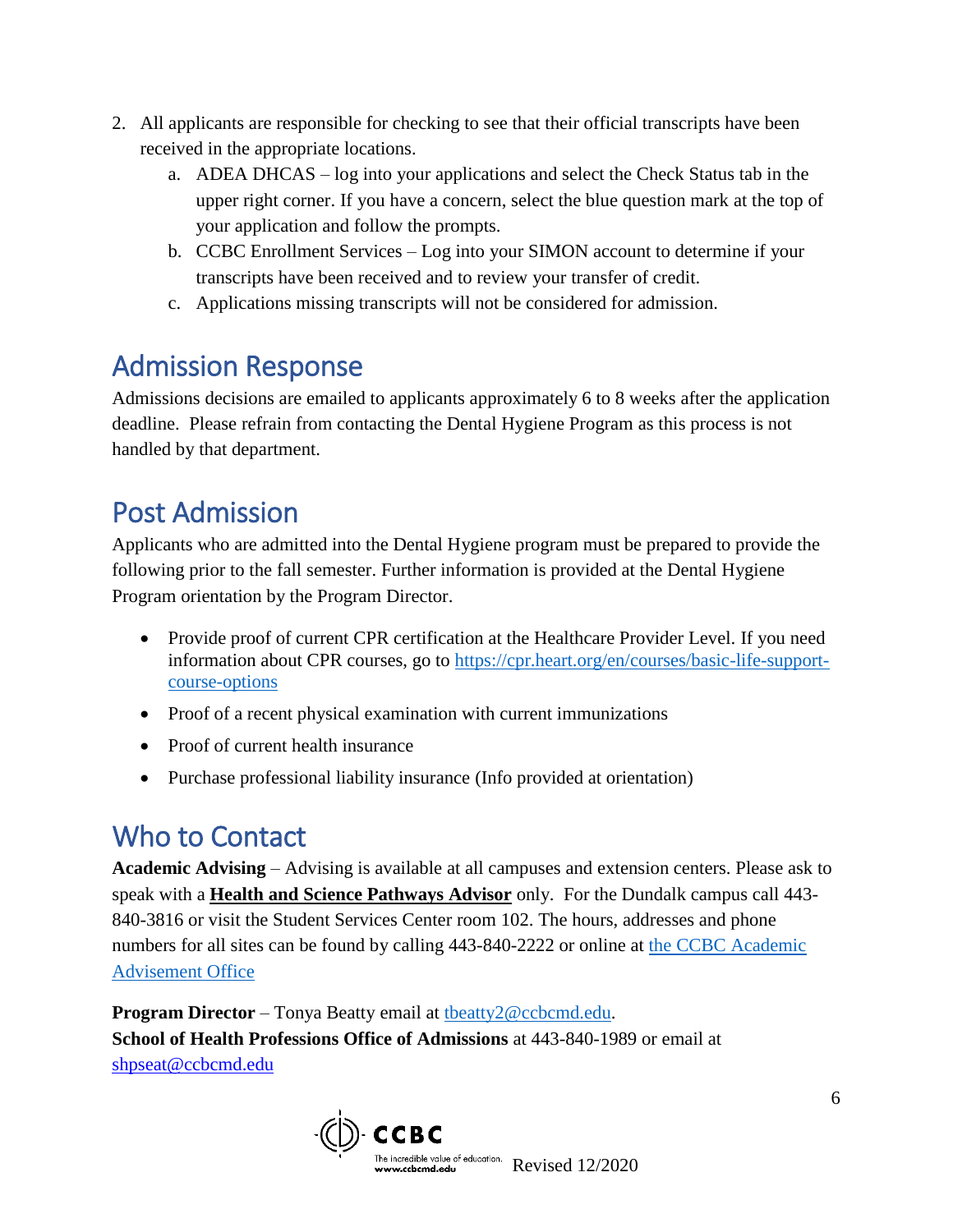2. All applicants are responsible for checking to see that their official transcripts have been received in the appropriate locations.
   a. ADEA DHCAS – log into your applications and select the Check Status tab in the upper right corner. If you have a concern, select the blue question mark at the top of your application and follow the prompts.
   b. CCBC Enrollment Services – Log into your SIMON account to determine if your transcripts have been received and to review your transfer of credit.
   c. Applications missing transcripts will not be considered for admission.

## Admission Response

Admissions decisions are emailed to applicants approximately 6 to 8 weeks after the application deadline. Please refrain from contacting the Dental Hygiene Program as this process is not handled by that department.

## Post Admission

Applicants who are admitted into the Dental Hygiene program must be prepared to provide the following prior to the fall semester. Further information is provided at the Dental Hygiene Program orientation by the Program Director.

- Provide proof of current CPR certification at the Healthcare Provider Level. If you need information about CPR courses, go to [https://cpr.heart.org/en/courses/basic-life-support-course-options](https://cpr.heart.org/en/courses/basic-life-support-course-options)
- Proof of a recent physical examination with current immunizations
- Proof of current health insurance
- Purchase professional liability insurance (Info provided at orientation)

## Who to Contact

**Academic Advising** – Advising is available at all campuses and extension centers. Please ask to speak with a **Health and Science Pathways Advisor** only. For the Dundalk campus call 443-840-3816 or visit the Student Services Center room 102. The hours, addresses and phone numbers for all sites can be found by calling 443-840-2222 or online at the CCBC Academic Advisement Office

**Program Director** – Tonya Beatty email at tbeatty2@ccbcmd.edu.
**School of Health Professions Office of Admissions** at 443-840-1989 or email at shpseat@ccbcmd.edu

Revised 12/2020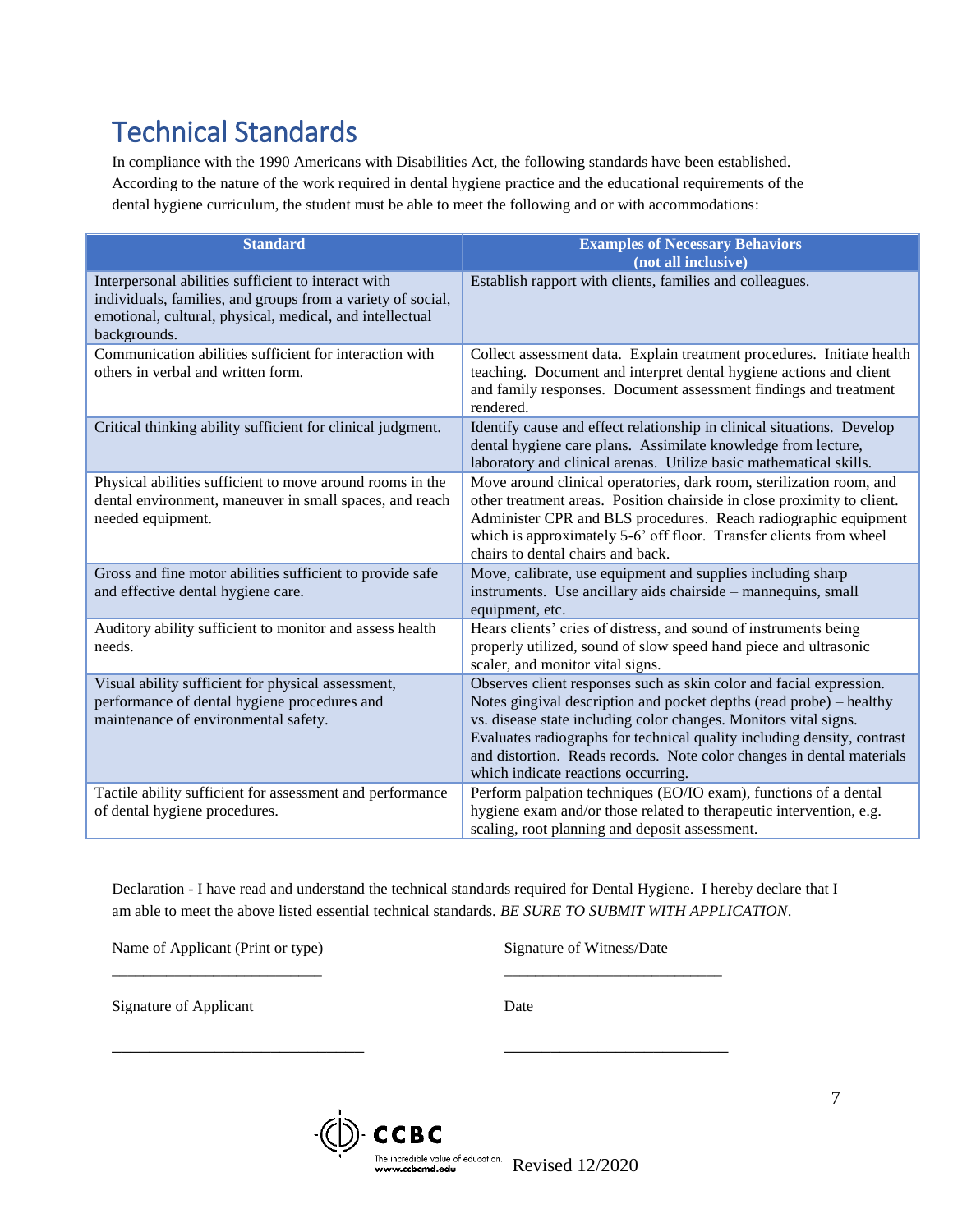# Technical Standards

In compliance with the 1990 Americans with Disabilities Act, the following standards have been established. According to the nature of the work required in dental hygiene practice and the educational requirements of the dental hygiene curriculum, the student must be able to meet the following and or with accommodations:

| Standard | Examples of Necessary Behaviors (not all inclusive) |
|---|---|
| Interpersonal abilities sufficient to interact with individuals, families, and groups from a variety of social, emotional, cultural, physical, medical, and intellectual backgrounds. | Establish rapport with clients, families and colleagues. |
| Communication abilities sufficient for interaction with others in verbal and written form. | Collect assessment data. Explain treatment procedures. Initiate health teaching. Document and interpret dental hygiene actions and client and family responses. Document assessment findings and treatment rendered. |
| Critical thinking ability sufficient for clinical judgment. | Identify cause and effect relationship in clinical situations. Develop dental hygiene care plans. Assimilate knowledge from lecture, laboratory and clinical arenas. Utilize basic mathematical skills. |
| Physical abilities sufficient to move around rooms in the dental environment, maneuver in small spaces, and reach needed equipment. | Move around clinical operatories, dark room, sterilization room, and other treatment areas. Position chairside in close proximity to client. Administer CPR and BLS procedures. Reach radiographic equipment which is approximately 5-6' off floor. Transfer clients from wheel chairs to dental chairs and back. |
| Gross and fine motor abilities sufficient to provide safe and effective dental hygiene care. | Move, calibrate, use equipment and supplies including sharp instruments. Use ancillary aids chairside – mannequins, small equipment, etc. |
| Auditory ability sufficient to monitor and assess health needs. | Hears clients' cries of distress, and sound of instruments being properly utilized, sound of slow speed hand piece and ultrasonic scaler, and monitor vital signs. |
| Visual ability sufficient for physical assessment, performance of dental hygiene procedures and maintenance of environmental safety. | Observes client responses such as skin color and facial expression. Notes gingival description and pocket depths (read probe) – healthy vs. disease state including color changes. Monitors vital signs. Evaluates radiographs for technical quality including density, contrast and distortion. Reads records. Note color changes in dental materials which indicate reactions occurring. |
| Tactile ability sufficient for assessment and performance of dental hygiene procedures. | Perform palpation techniques (EO/IO exam), functions of a dental hygiene exam and/or those related to therapeutic intervention, e.g. scaling, root planning and deposit assessment. |

Declaration - I have read and understand the technical standards required for Dental Hygiene. I hereby declare that I am able to meet the above listed essential technical standards. *BE SURE TO SUBMIT WITH APPLICATION*.

Name of Applicant (Print or type) ___________________________

Signature of Witness/Date ___________________________

Signature of Applicant ______________________________

Date ___________________________

CCBC The incredible value of education. www.ccbcmd.edu

Revised 12/2020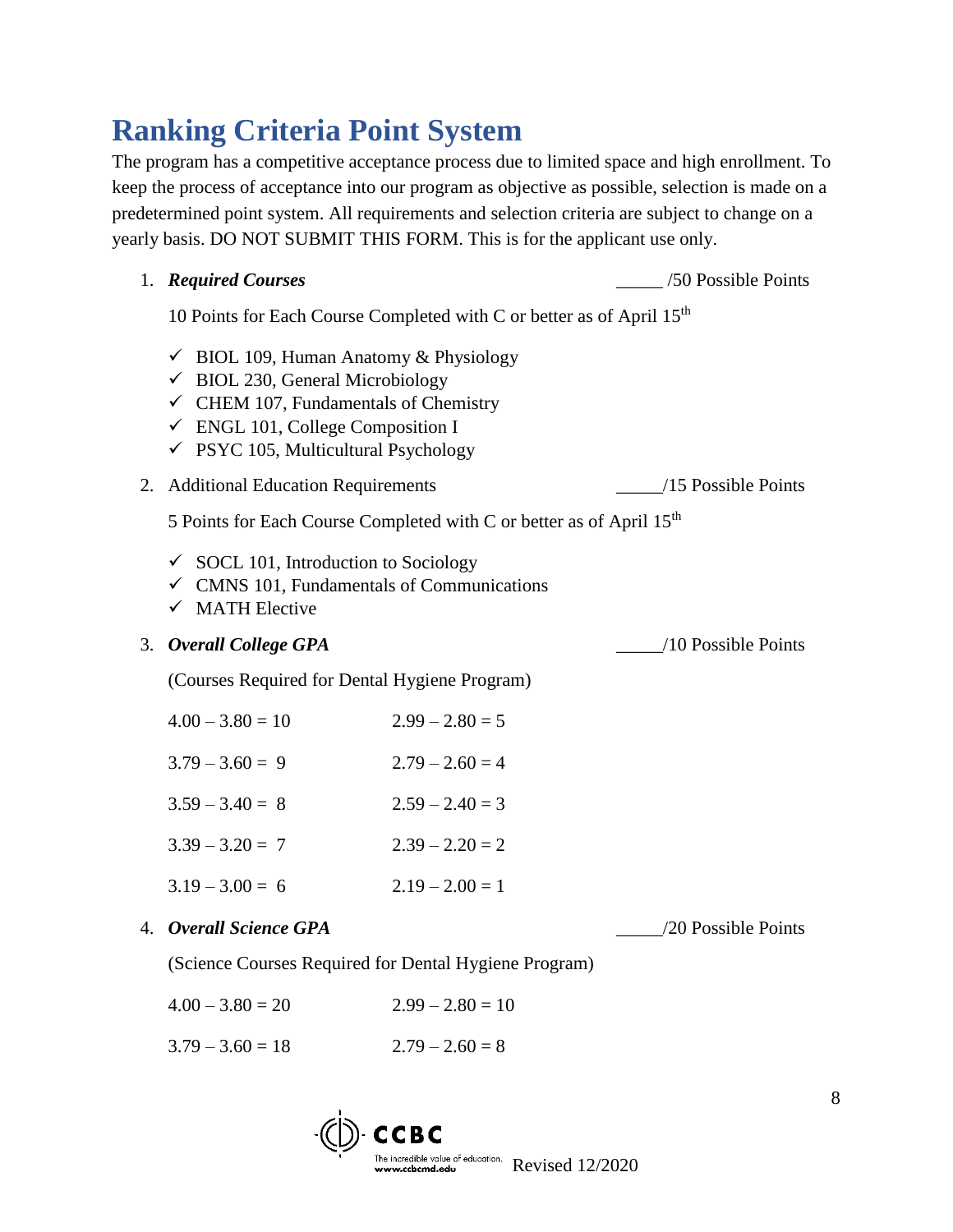# Ranking Criteria Point System

The program has a competitive acceptance process due to limited space and high enrollment. To keep the process of acceptance into our program as objective as possible, selection is made on a predetermined point system. All requirements and selection criteria are subject to change on a yearly basis. DO NOT SUBMIT THIS FORM. This is for the applicant use only.

1. ***Required Courses*** _____ /50 Possible Points

   10 Points for Each Course Completed with C or better as of April 15th

   - ✓ BIOL 109, Human Anatomy & Physiology
   - ✓ BIOL 230, General Microbiology
   - ✓ CHEM 107, Fundamentals of Chemistry
   - ✓ ENGL 101, College Composition I
   - ✓ PSYC 105, Multicultural Psychology

2. Additional Education Requirements _____/15 Possible Points

   5 Points for Each Course Completed with C or better as of April 15th

   - ✓ SOCL 101, Introduction to Sociology
   - ✓ CMNS 101, Fundamentals of Communications
   - ✓ MATH Elective

3. ***Overall College GPA*** _____/10 Possible Points

   (Courses Required for Dental Hygiene Program)

   | | |
   |---|---|
   | 4.00 – 3.80 = 10 | 2.99 – 2.80 = 5 |
   | 3.79 – 3.60 = 9 | 2.79 – 2.60 = 4 |
   | 3.59 – 3.40 = 8 | 2.59 – 2.40 = 3 |
   | 3.39 – 3.20 = 7 | 2.39 – 2.20 = 2 |
   | 3.19 – 3.00 = 6 | 2.19 – 2.00 = 1 |

4. ***Overall Science GPA*** _____/20 Possible Points

   (Science Courses Required for Dental Hygiene Program)

   | | |
   |---|---|
   | 4.00 – 3.80 = 20 | 2.99 – 2.80 = 10 |
   | 3.79 – 3.60 = 18 | 2.79 – 2.60 = 8 |

CCBC The incredible value of education. www.ccbcmd.edu Revised 12/2020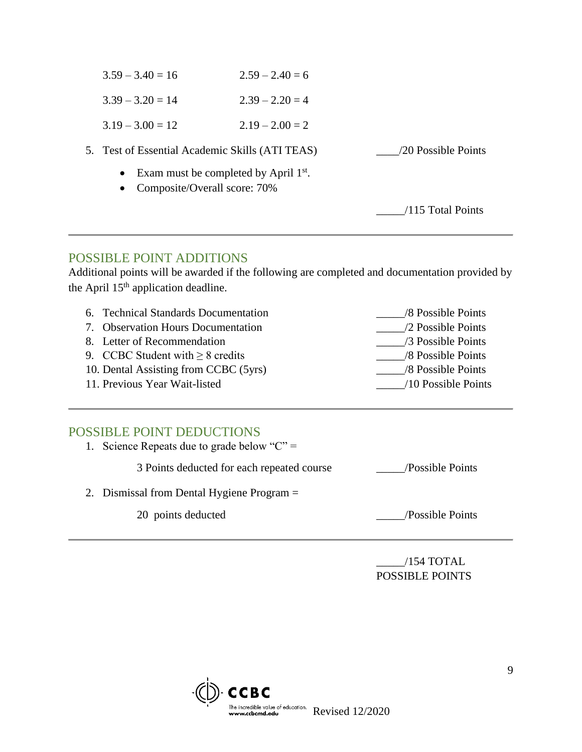| | |
|---|---|
| 3.59 – 3.40 = 16 | 2.59 – 2.40 = 6 |
| 3.39 – 3.20 = 14 | 2.39 – 2.20 = 4 |
| 3.19 – 3.00 = 12 | 2.19 – 2.00 = 2 |

5. Test of Essential Academic Skills (ATI TEAS) ____/20 Possible Points
   - Exam must be completed by April 1st.
   - Composite/Overall score: 70%

_____/115 Total Points

---

## POSSIBLE POINT ADDITIONS

Additional points will be awarded if the following are completed and documentation provided by the April 15th application deadline.

| | |
|---|---|
| 6. Technical Standards Documentation | _____/8 Possible Points |
| 7. Observation Hours Documentation | _____/2 Possible Points |
| 8. Letter of Recommendation | _____/3 Possible Points |
| 9. CCBC Student with ≥ 8 credits | _____/8 Possible Points |
| 10. Dental Assisting from CCBC (5yrs) | _____/8 Possible Points |
| 11. Previous Year Wait-listed | _____/10 Possible Points |

---

## POSSIBLE POINT DEDUCTIONS

1. Science Repeats due to grade below "C" =

   3 Points deducted for each repeated course _____/Possible Points

2. Dismissal from Dental Hygiene Program =

   20 points deducted _____/Possible Points

---

_____/154 TOTAL POSSIBLE POINTS

Revised 12/2020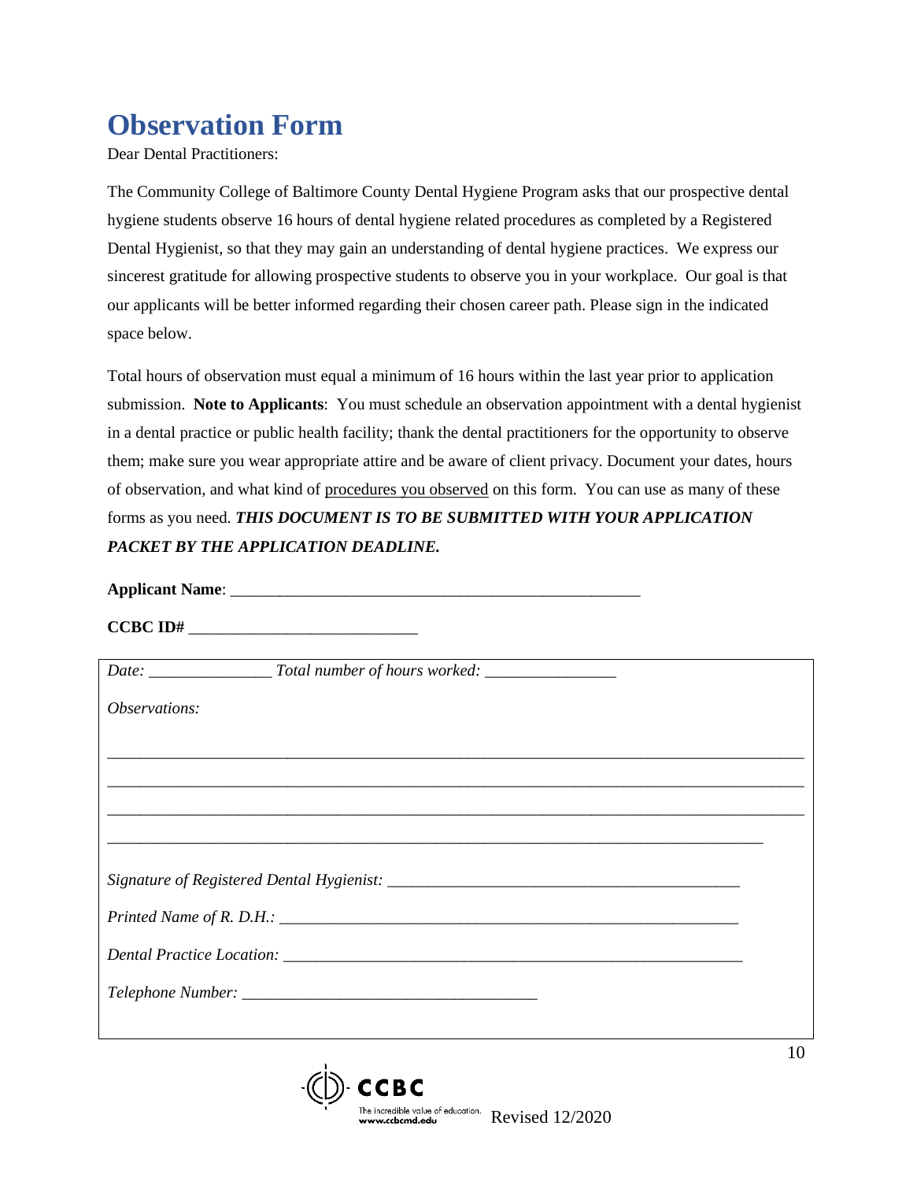# Observation Form

Dear Dental Practitioners:

The Community College of Baltimore County Dental Hygiene Program asks that our prospective dental hygiene students observe 16 hours of dental hygiene related procedures as completed by a Registered Dental Hygienist, so that they may gain an understanding of dental hygiene practices. We express our sincerest gratitude for allowing prospective students to observe you in your workplace. Our goal is that our applicants will be better informed regarding their chosen career path. Please sign in the indicated space below.

Total hours of observation must equal a minimum of 16 hours within the last year prior to application submission. **Note to Applicants**: You must schedule an observation appointment with a dental hygienist in a dental practice or public health facility; thank the dental practitioners for the opportunity to observe them; make sure you wear appropriate attire and be aware of client privacy. Document your dates, hours of observation, and what kind of <u>procedures you observed</u> on this form. You can use as many of these forms as you need. ***THIS DOCUMENT IS TO BE SUBMITTED WITH YOUR APPLICATION PACKET BY THE APPLICATION DEADLINE.***

**Applicant Name**: ___________________________________________________

**CCBC ID#** ____________________________

*Date:* _______________ *Total number of hours worked:* ________________

*Observations:*

_________________________________________________________________________________________

_________________________________________________________________________________________

_________________________________________________________________________________________

____________________________________________________________________________________

*Signature of Registered Dental Hygienist:* _____________________________________________

*Printed Name of R. D.H.:* __________________________________________________________

*Dental Practice Location:* _________________________________________________________

*Telephone Number:* ____________________________________

CCBC The incredible value of education. www.ccbcmd.edu Revised 12/2020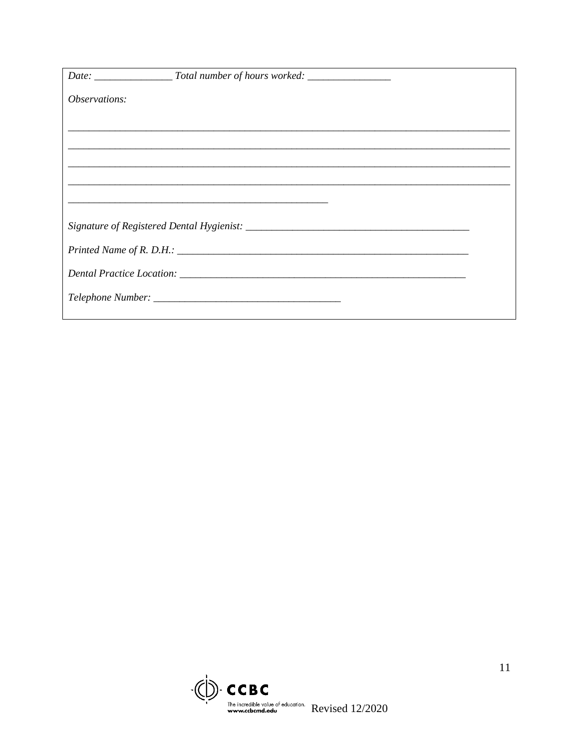*Date:* _______________ *Total number of hours worked:* ________________

*Observations:*

_____________________________________________________________________________________

_____________________________________________________________________________________

_____________________________________________________________________________________

_____________________________________________________________________________________

_____________________________________________________

*Signature of Registered Dental Hygienist:* _____________________________________________

*Printed Name of R. D.H.:* ___________________________________________________________

*Dental Practice Location:* __________________________________________________________

*Telephone Number:* ____________________________________

CCBC The incredible value of education. www.ccbcmd.edu Revised 12/2020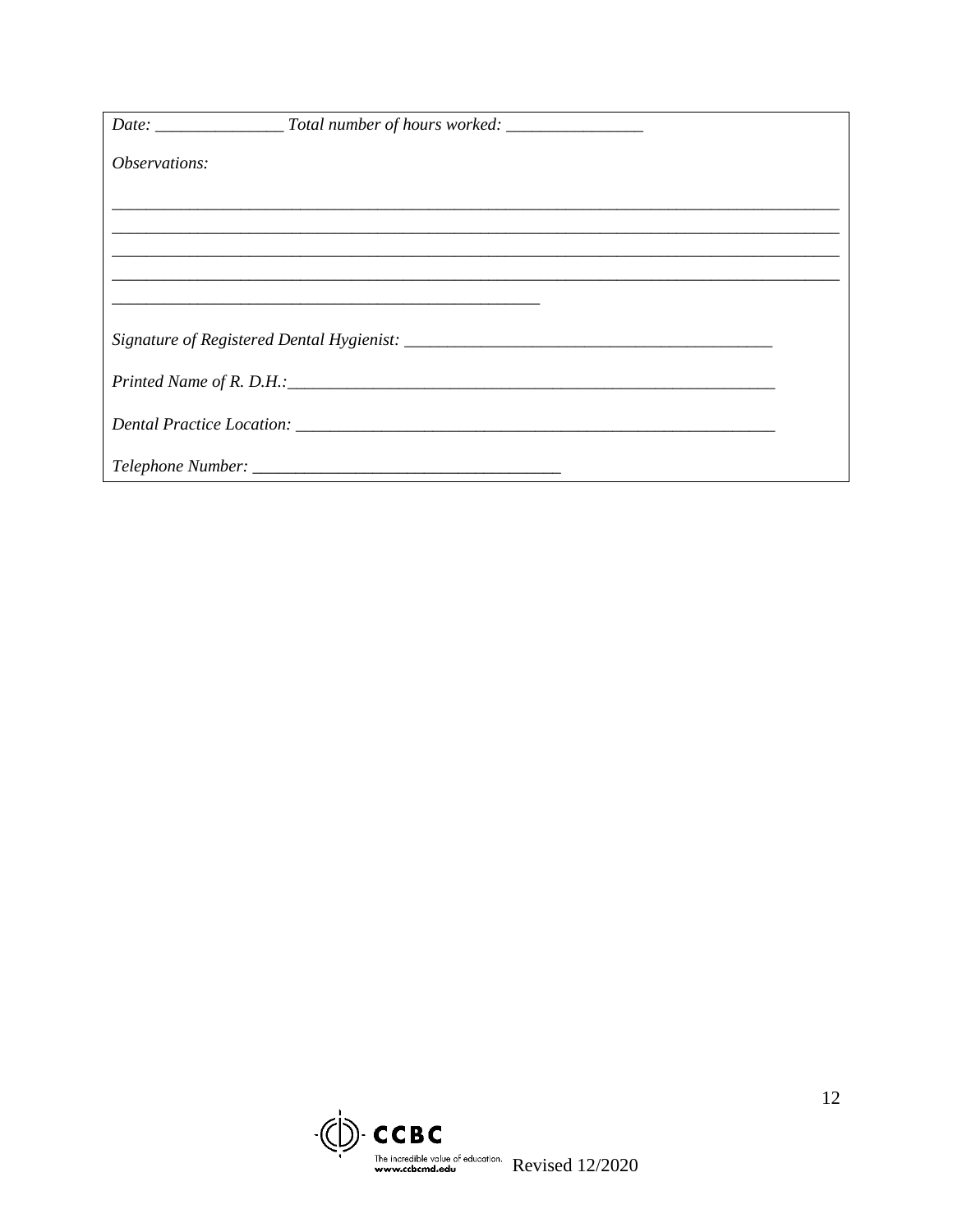*Date: _______________ Total number of hours worked: ________________*

*Observations:*

___________________________________________________________________________________________

___________________________________________________________________________________________

___________________________________________________________________________________________

___________________________________________________________________________________________

____________________________________________________

*Signature of Registered Dental Hygienist: ____________________________________________*

*Printed Name of R. D.H.:____________________________________________________________*

*Dental Practice Location: ___________________________________________________________*

*Telephone Number: ____________________________________*

CCBC The incredible value of education. www.ccbcmd.edu Revised 12/2020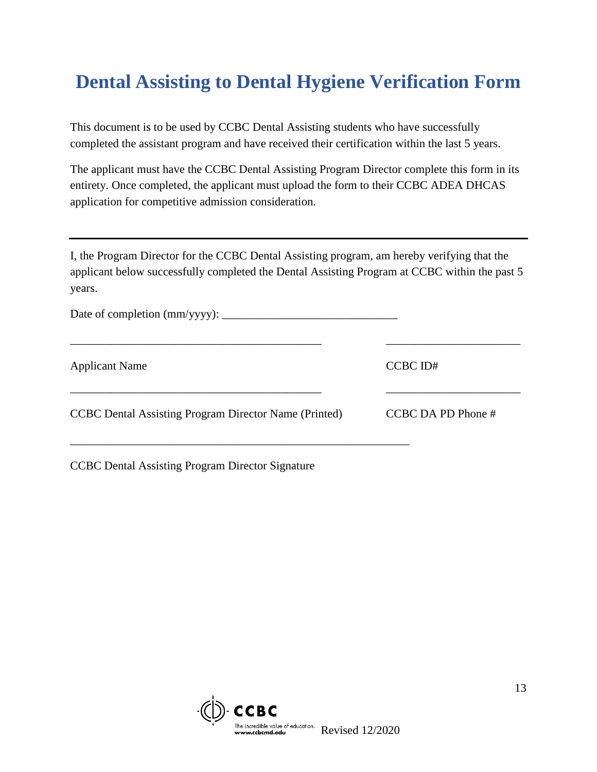# Dental Assisting to Dental Hygiene Verification Form

This document is to be used by CCBC Dental Assisting students who have successfully completed the assistant program and have received their certification within the last 5 years.

The applicant must have the CCBC Dental Assisting Program Director complete this form in its entirety. Once completed, the applicant must upload the form to their CCBC ADEA DHCAS application for competitive admission consideration.

---

I, the Program Director for the CCBC Dental Assisting program, am hereby verifying that the applicant below successfully completed the Dental Assisting Program at CCBC within the past 5 years.

Date of completion (mm/yyyy): ______________________________

____________________________________________ ______________________

Applicant Name CCBC ID#

____________________________________________ ______________________

CCBC Dental Assisting Program Director Name (Printed) CCBC DA PD Phone #

___________________________________________________________

CCBC Dental Assisting Program Director Signature

CCBC
The incredible value of education.
www.ccbcmd.edu

Revised 12/2020